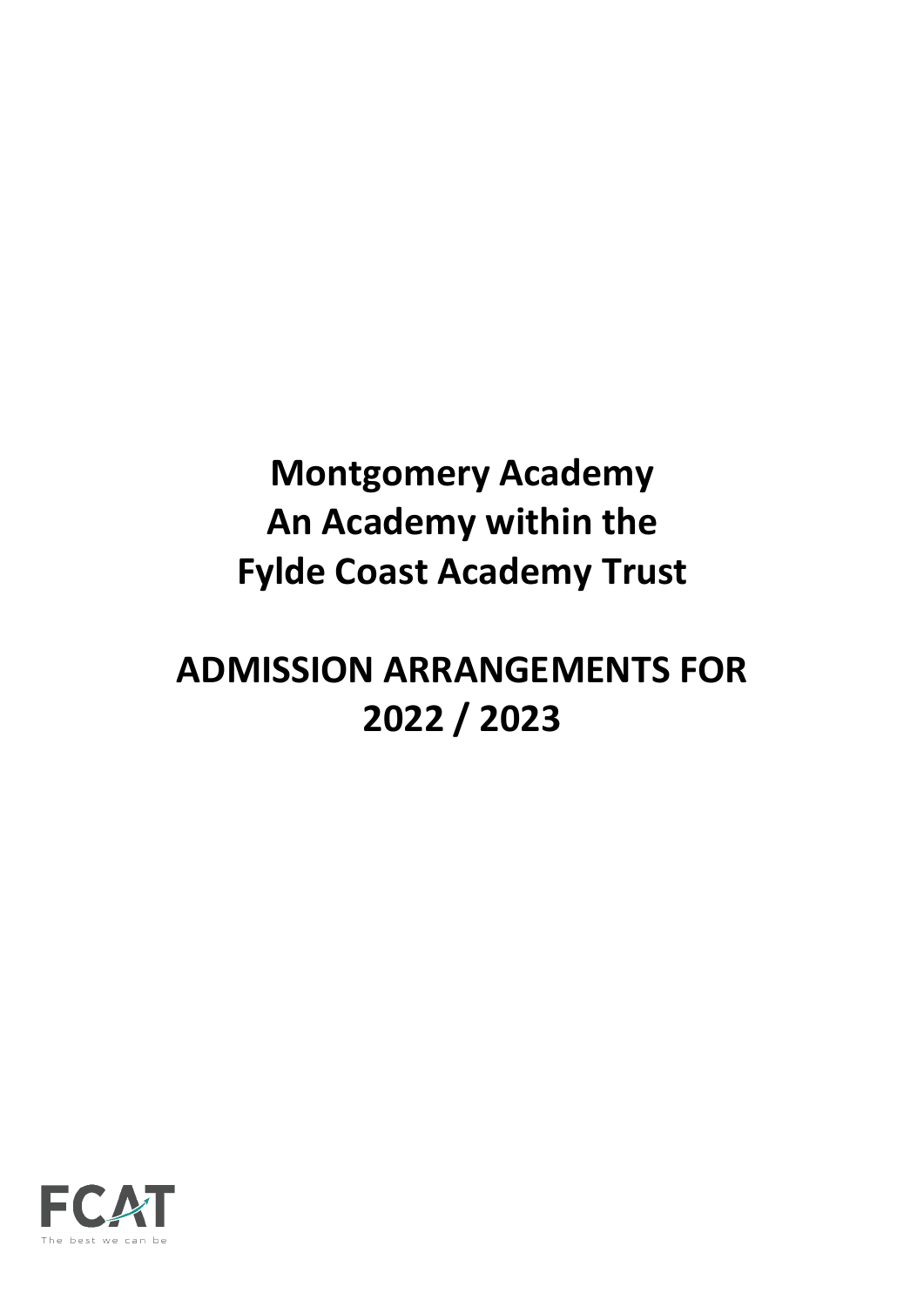# Montgomery Academy
# An Academy within the
# Fylde Coast Academy Trust

# ADMISSION ARRANGEMENTS FOR 2022 / 2023

FCAT

The best we can be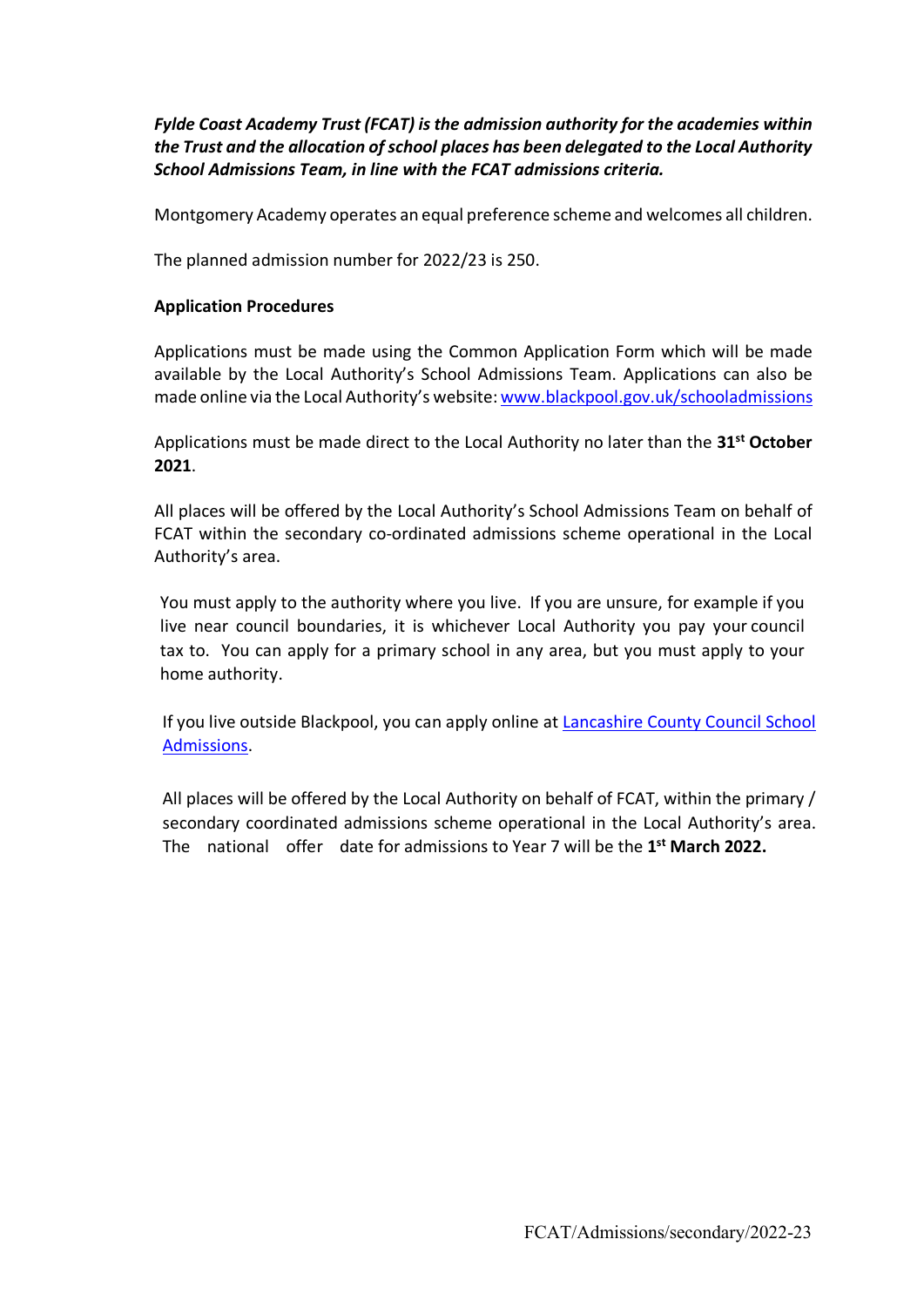***Fylde Coast Academy Trust (FCAT) is the admission authority for the academies within the Trust and the allocation of school places has been delegated to the Local Authority School Admissions Team, in line with the FCAT admissions criteria.***

Montgomery Academy operates an equal preference scheme and welcomes all children.

The planned admission number for 2022/23 is 250.

**Application Procedures**

Applications must be made using the Common Application Form which will be made available by the Local Authority's School Admissions Team. Applications can also be made online via the Local Authority's website: [www.blackpool.gov.uk/schooladmissions](www.blackpool.gov.uk/schooladmissions)

Applications must be made direct to the Local Authority no later than the **31st October 2021**.

All places will be offered by the Local Authority's School Admissions Team on behalf of FCAT within the secondary co-ordinated admissions scheme operational in the Local Authority's area.

You must apply to the authority where you live. If you are unsure, for example if you live near council boundaries, it is whichever Local Authority you pay your council tax to. You can apply for a primary school in any area, but you must apply to your home authority.

If you live outside Blackpool, you can apply online at Lancashire County Council School Admissions.

All places will be offered by the Local Authority on behalf of FCAT, within the primary / secondary coordinated admissions scheme operational in the Local Authority's area. The national offer date for admissions to Year 7 will be the **1st March 2022.**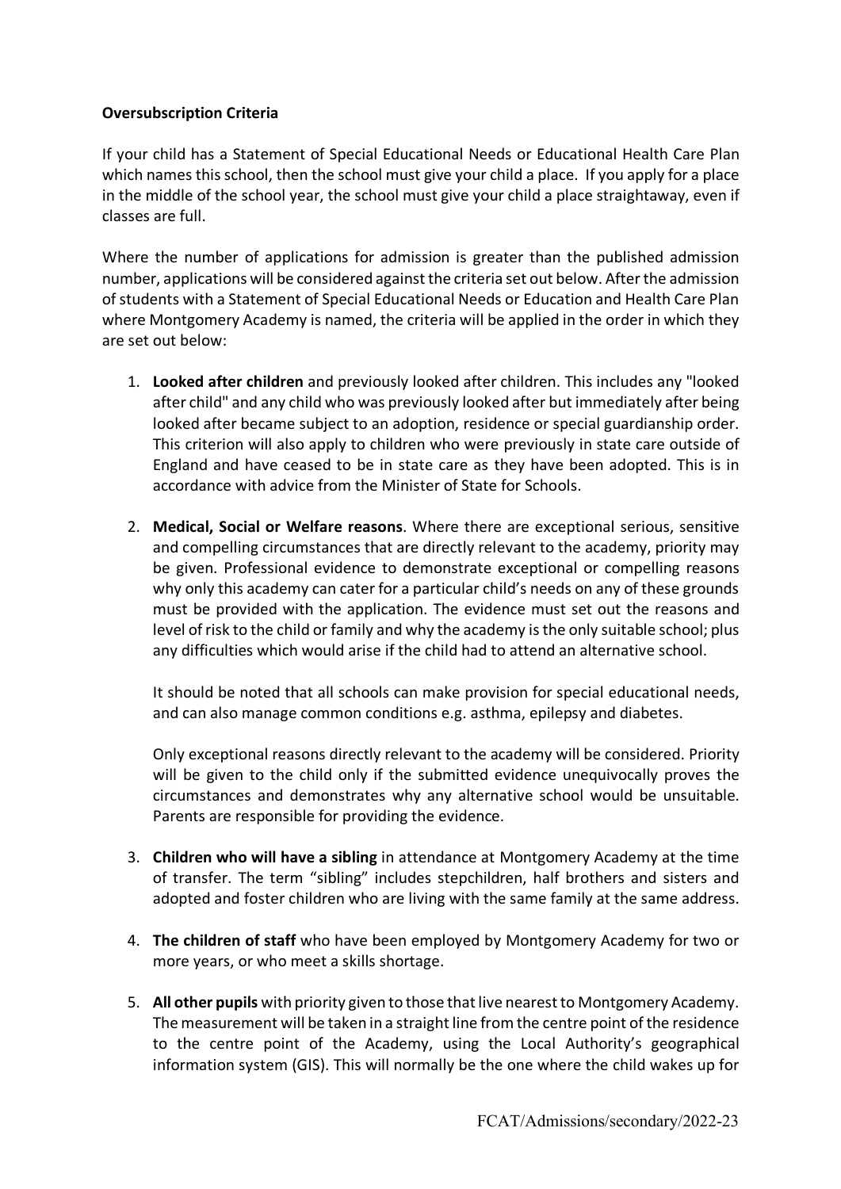**Oversubscription Criteria**

If your child has a Statement of Special Educational Needs or Educational Health Care Plan which names this school, then the school must give your child a place. If you apply for a place in the middle of the school year, the school must give your child a place straightaway, even if classes are full.

Where the number of applications for admission is greater than the published admission number, applications will be considered against the criteria set out below. After the admission of students with a Statement of Special Educational Needs or Education and Health Care Plan where Montgomery Academy is named, the criteria will be applied in the order in which they are set out below:

1. **Looked after children** and previously looked after children. This includes any "looked after child" and any child who was previously looked after but immediately after being looked after became subject to an adoption, residence or special guardianship order. This criterion will also apply to children who were previously in state care outside of England and have ceased to be in state care as they have been adopted. This is in accordance with advice from the Minister of State for Schools.

2. **Medical, Social or Welfare reasons**. Where there are exceptional serious, sensitive and compelling circumstances that are directly relevant to the academy, priority may be given. Professional evidence to demonstrate exceptional or compelling reasons why only this academy can cater for a particular child's needs on any of these grounds must be provided with the application. The evidence must set out the reasons and level of risk to the child or family and why the academy is the only suitable school; plus any difficulties which would arise if the child had to attend an alternative school.

   It should be noted that all schools can make provision for special educational needs, and can also manage common conditions e.g. asthma, epilepsy and diabetes.

   Only exceptional reasons directly relevant to the academy will be considered. Priority will be given to the child only if the submitted evidence unequivocally proves the circumstances and demonstrates why any alternative school would be unsuitable. Parents are responsible for providing the evidence.

3. **Children who will have a sibling** in attendance at Montgomery Academy at the time of transfer. The term "sibling" includes stepchildren, half brothers and sisters and adopted and foster children who are living with the same family at the same address.

4. **The children of staff** who have been employed by Montgomery Academy for two or more years, or who meet a skills shortage.

5. **All other pupils** with priority given to those that live nearest to Montgomery Academy. The measurement will be taken in a straight line from the centre point of the residence to the centre point of the Academy, using the Local Authority's geographical information system (GIS). This will normally be the one where the child wakes up for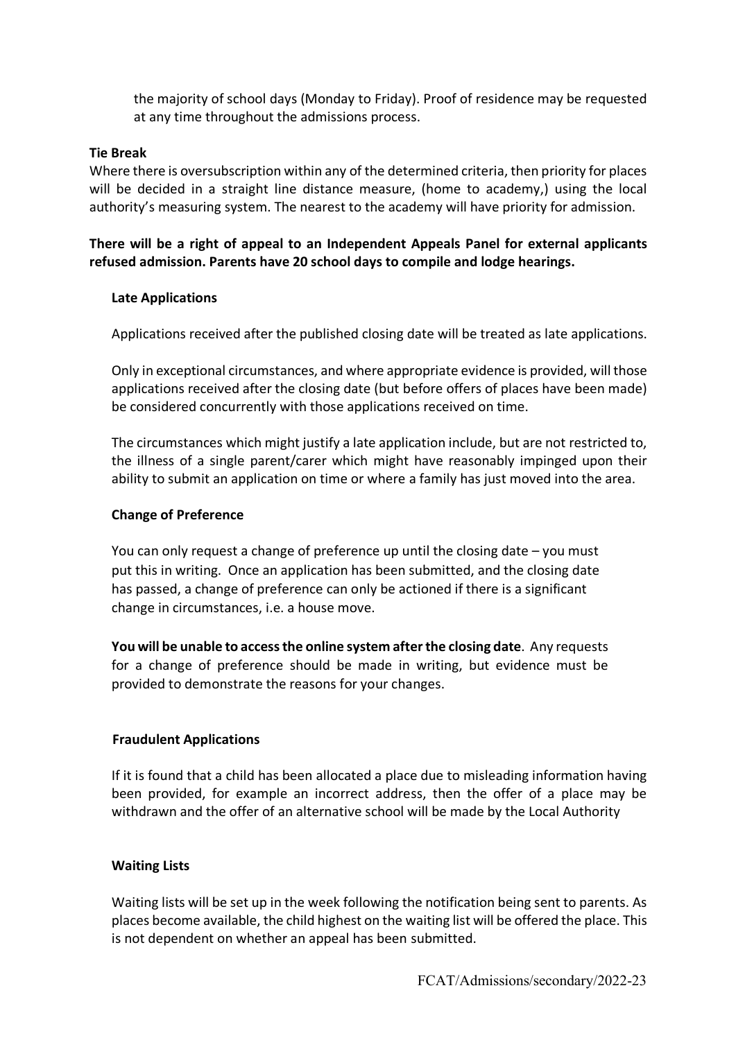the majority of school days (Monday to Friday). Proof of residence may be requested at any time throughout the admissions process.

**Tie Break**

Where there is oversubscription within any of the determined criteria, then priority for places will be decided in a straight line distance measure, (home to academy,) using the local authority's measuring system. The nearest to the academy will have priority for admission.

**There will be a right of appeal to an Independent Appeals Panel for external applicants refused admission. Parents have 20 school days to compile and lodge hearings.**

**Late Applications**

Applications received after the published closing date will be treated as late applications.

Only in exceptional circumstances, and where appropriate evidence is provided, will those applications received after the closing date (but before offers of places have been made) be considered concurrently with those applications received on time.

The circumstances which might justify a late application include, but are not restricted to, the illness of a single parent/carer which might have reasonably impinged upon their ability to submit an application on time or where a family has just moved into the area.

**Change of Preference**

You can only request a change of preference up until the closing date – you must put this in writing. Once an application has been submitted, and the closing date has passed, a change of preference can only be actioned if there is a significant change in circumstances, i.e. a house move.

**You will be unable to access the online system after the closing date**. Any requests for a change of preference should be made in writing, but evidence must be provided to demonstrate the reasons for your changes.

**Fraudulent Applications**

If it is found that a child has been allocated a place due to misleading information having been provided, for example an incorrect address, then the offer of a place may be withdrawn and the offer of an alternative school will be made by the Local Authority

**Waiting Lists**

Waiting lists will be set up in the week following the notification being sent to parents. As places become available, the child highest on the waiting list will be offered the place. This is not dependent on whether an appeal has been submitted.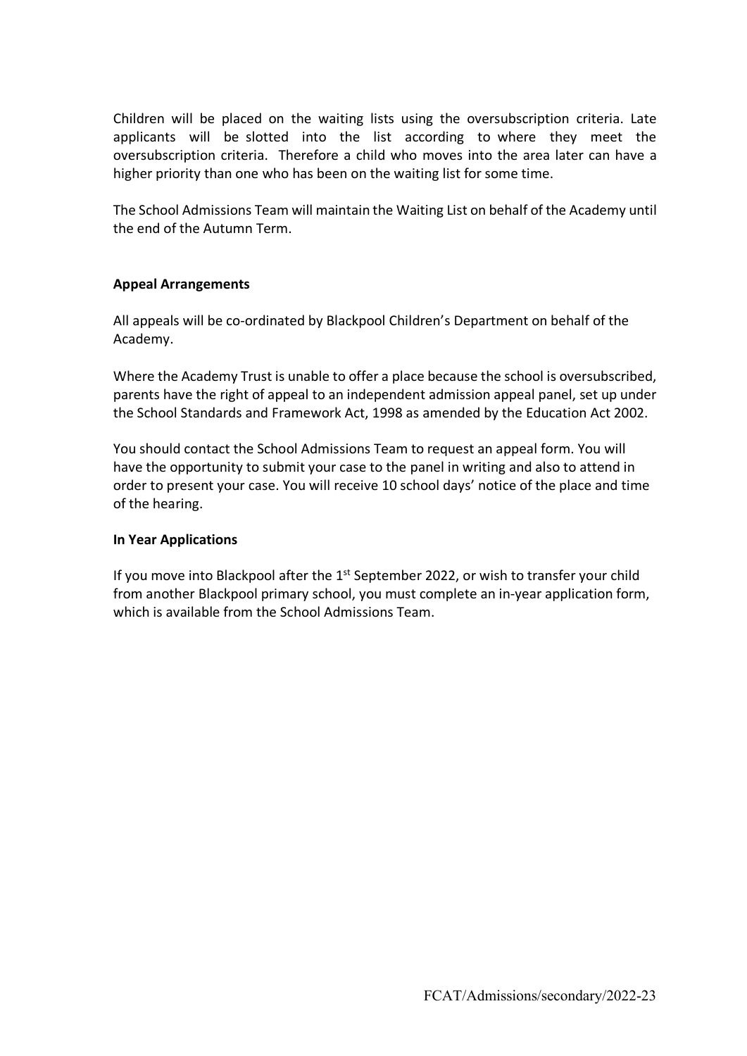Children will be placed on the waiting lists using the oversubscription criteria. Late applicants will be slotted into the list according to where they meet the oversubscription criteria. Therefore a child who moves into the area later can have a higher priority than one who has been on the waiting list for some time.

The School Admissions Team will maintain the Waiting List on behalf of the Academy until the end of the Autumn Term.

**Appeal Arrangements**

All appeals will be co-ordinated by Blackpool Children's Department on behalf of the Academy.

Where the Academy Trust is unable to offer a place because the school is oversubscribed, parents have the right of appeal to an independent admission appeal panel, set up under the School Standards and Framework Act, 1998 as amended by the Education Act 2002.

You should contact the School Admissions Team to request an appeal form. You will have the opportunity to submit your case to the panel in writing and also to attend in order to present your case. You will receive 10 school days' notice of the place and time of the hearing.

**In Year Applications**

If you move into Blackpool after the 1st September 2022, or wish to transfer your child from another Blackpool primary school, you must complete an in-year application form, which is available from the School Admissions Team.